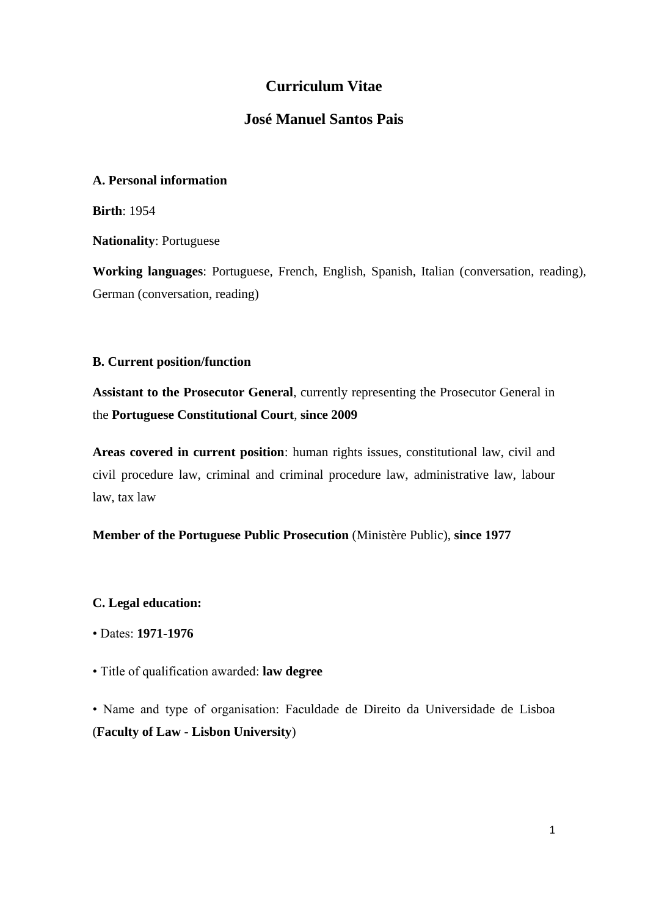# Curriculum Vitae

# José Manuel Santos Pais

### A. Personal information

**Birth**: 1954

**Nationality**: Portuguese

**Working languages**: Portuguese, French, English, Spanish, Italian (conversation, reading), German (conversation, reading)

### B. Current position/function

**Assistant to the Prosecutor General**, currently representing the Prosecutor General in the **Portuguese Constitutional Court**, **since 2009**

**Areas covered in current position**: human rights issues, constitutional law, civil and civil procedure law, criminal and criminal procedure law, administrative law, labour law, tax law

**Member of the Portuguese Public Prosecution** (Ministère Public), **since 1977**

### C. Legal education:

• Dates: **1971-1976**

• Title of qualification awarded: **law degree**

• Name and type of organisation: Faculdade de Direito da Universidade de Lisboa (**Faculty of Law** - **Lisbon University**)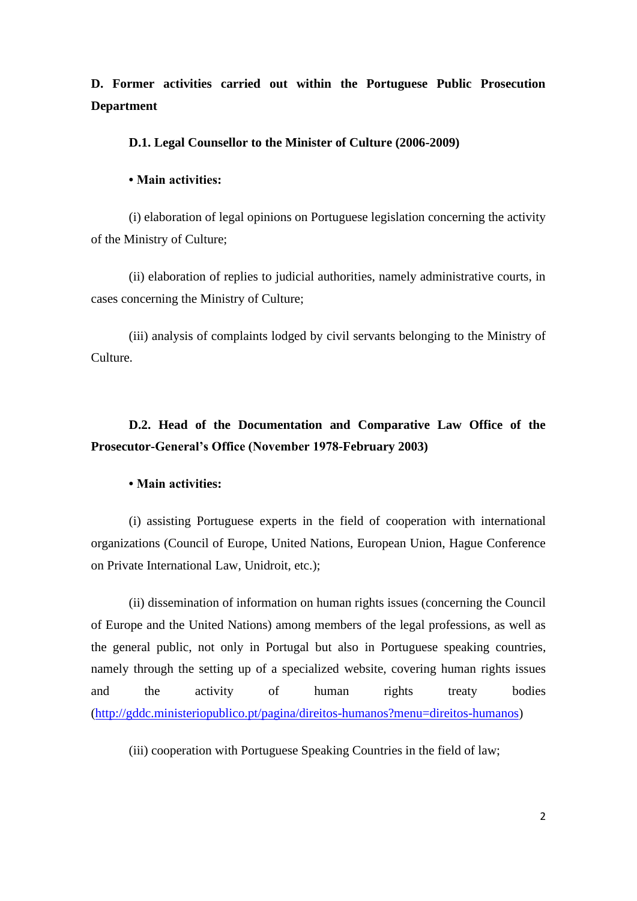## D. Former activities carried out within the Portuguese Public Prosecution Department

### D.1. Legal Counsellor to the Minister of Culture (2006-2009)

**• Main activities:**

(i) elaboration of legal opinions on Portuguese legislation concerning the activity of the Ministry of Culture;

(ii) elaboration of replies to judicial authorities, namely administrative courts, in cases concerning the Ministry of Culture;

(iii) analysis of complaints lodged by civil servants belonging to the Ministry of Culture.

### D.2. Head of the Documentation and Comparative Law Office of the Prosecutor-General's Office (November 1978-February 2003)

**• Main activities:**

(i) assisting Portuguese experts in the field of cooperation with international organizations (Council of Europe, United Nations, European Union, Hague Conference on Private International Law, Unidroit, etc.);

(ii) dissemination of information on human rights issues (concerning the Council of Europe and the United Nations) among members of the legal professions, as well as the general public, not only in Portugal but also in Portuguese speaking countries, namely through the setting up of a specialized website, covering human rights issues and the activity of human rights treaty bodies (http://gddc.ministeriopublico.pt/pagina/direitos-humanos?menu=direitos-humanos)

(iii) cooperation with Portuguese Speaking Countries in the field of law;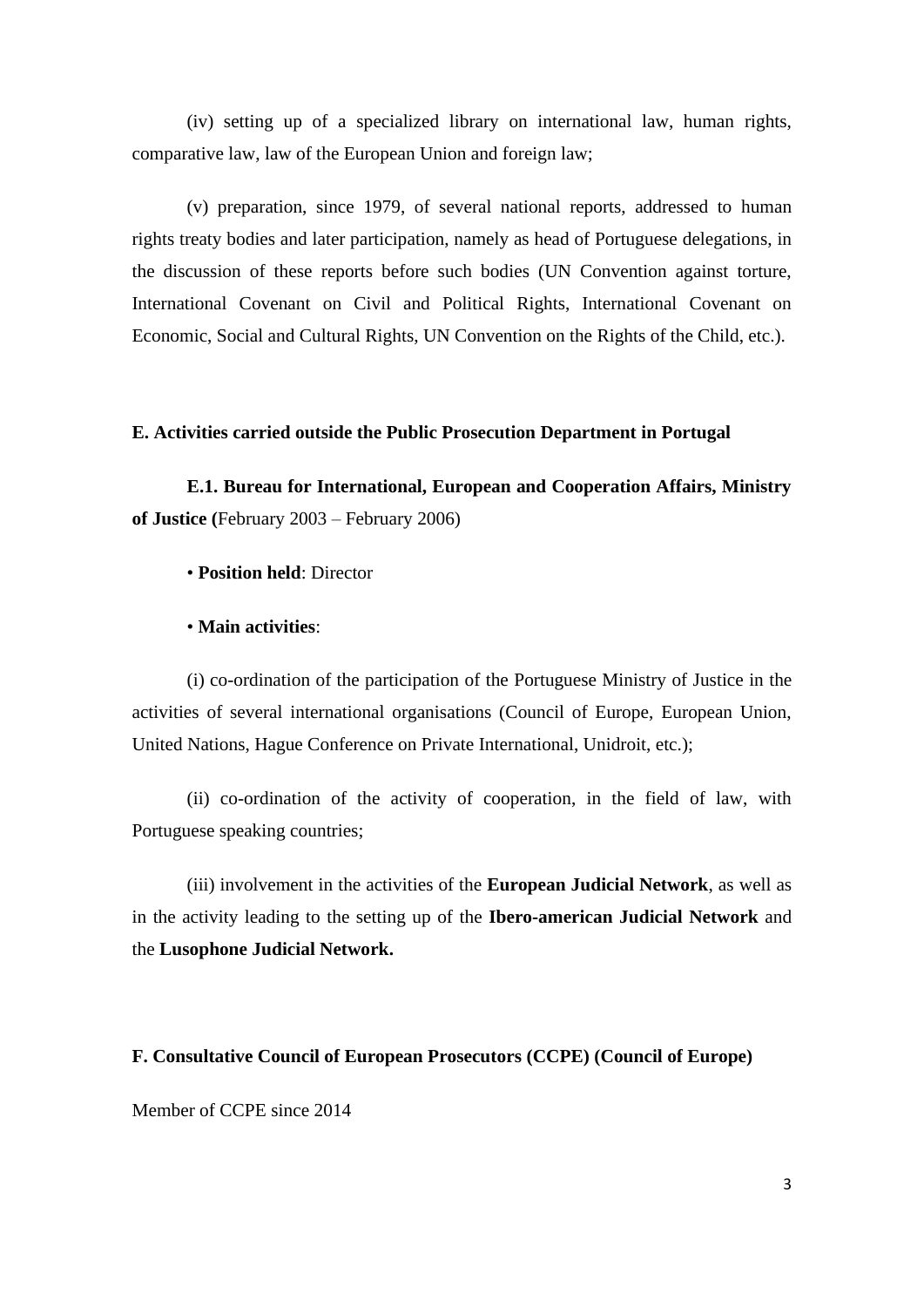(iv) setting up of a specialized library on international law, human rights, comparative law, law of the European Union and foreign law;

(v) preparation, since 1979, of several national reports, addressed to human rights treaty bodies and later participation, namely as head of Portuguese delegations, in the discussion of these reports before such bodies (UN Convention against torture, International Covenant on Civil and Political Rights, International Covenant on Economic, Social and Cultural Rights, UN Convention on the Rights of the Child, etc.).

**E. Activities carried outside the Public Prosecution Department in Portugal**

**E.1. Bureau for International, European and Cooperation Affairs, Ministry of Justice (**February 2003 – February 2006)

• **Position held**: Director

• **Main activities**:

(i) co-ordination of the participation of the Portuguese Ministry of Justice in the activities of several international organisations (Council of Europe, European Union, United Nations, Hague Conference on Private International, Unidroit, etc.);

(ii) co-ordination of the activity of cooperation, in the field of law, with Portuguese speaking countries;

(iii) involvement in the activities of the **European Judicial Network**, as well as in the activity leading to the setting up of the **Ibero-american Judicial Network** and the **Lusophone Judicial Network.**

**F. Consultative Council of European Prosecutors (CCPE) (Council of Europe)**

Member of CCPE since 2014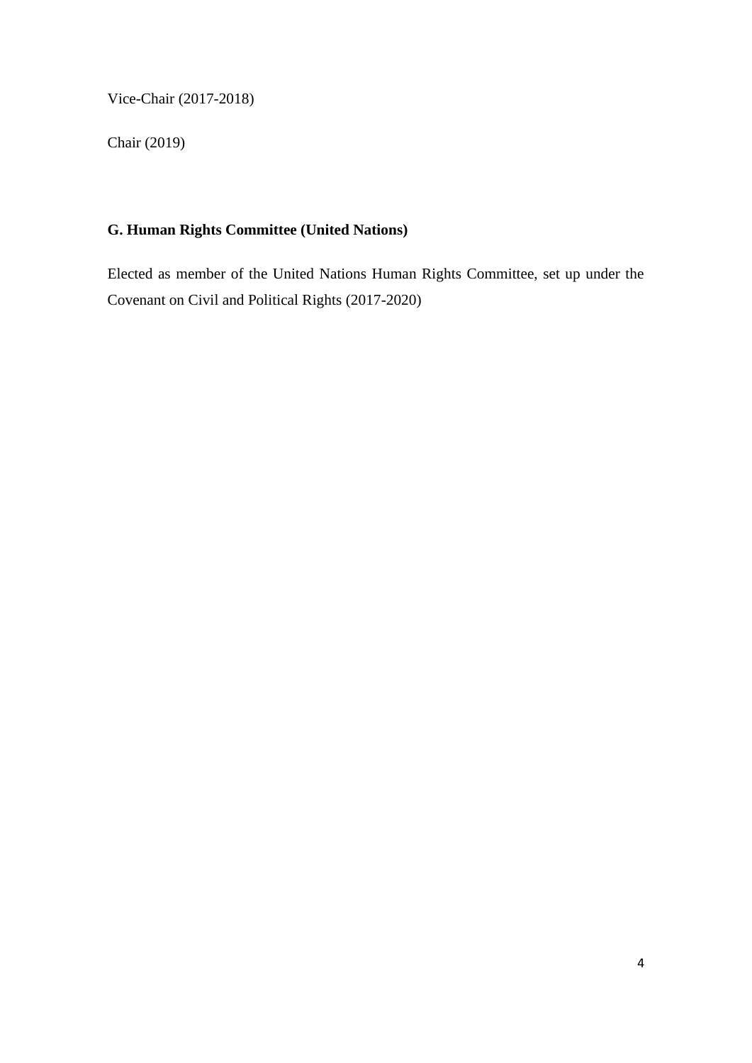Vice-Chair (2017-2018)

Chair (2019)

**G. Human Rights Committee (United Nations)**

Elected as member of the United Nations Human Rights Committee, set up under the Covenant on Civil and Political Rights (2017-2020)